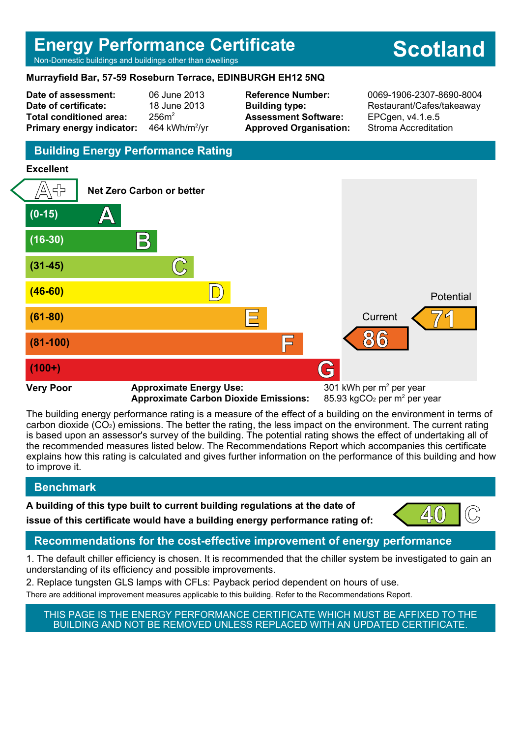# Energy Performance Certificate

Non-Domestic buildings and buildings other than dwellings

**Scotland**

**Murrayfield Bar, 57-59 Roseburn Terrace, EDINBURGH EH12 5NQ**

| | | | |
|---|---|---|---|
| **Date of assessment:** | 06 June 2013 | **Reference Number:** | 0069-1906-2307-8690-8004 |
| **Date of certificate:** | 18 June 2013 | **Building type:** | Restaurant/Cafes/takeaway |
| **Total conditioned area:** | 256m$^2$ | **Assessment Software:** | EPCgen, v4.1.e.5 |
| **Primary energy indicator:** | 464 kWh/m$^2$/yr | **Approved Organisation:** | Stroma Accreditation |

## Building Energy Performance Rating

**Excellent**

| Rating | Band |
|---|---|
| A+ | Net Zero Carbon or better |
| A | (0-15) |
| B | (16-30) |
| C | (31-45) |
| D | (46-60) |
| E | (61-80) |
| F | (81-100) |
| G | (100+) |

**Very Poor**

Current: 86

Potential: 71

**Approximate Energy Use:** 301 kWh per m$^2$ per year

**Approximate Carbon Dioxide Emissions:** 85.93 kg$CO_2$ per m$^2$ per year

The building energy performance rating is a measure of the effect of a building on the environment in terms of carbon dioxide ($CO_2$) emissions. The better the rating, the less impact on the environment. The current rating is based upon an assessor's survey of the building. The potential rating shows the effect of undertaking all of the recommended measures listed below. The Recommendations Report which accompanies this certificate explains how this rating is calculated and gives further information on the performance of this building and how to improve it.

## Benchmark

**A building of this type built to current building regulations at the date of issue of this certificate would have a building energy performance rating of:** 40 C

## Recommendations for the cost-effective improvement of energy performance

1. The default chiller efficiency is chosen. It is recommended that the chiller system be investigated to gain an understanding of its efficiency and possible improvements.
2. Replace tungsten GLS lamps with CFLs: Payback period dependent on hours of use.

There are additional improvement measures applicable to this building. Refer to the Recommendations Report.

THIS PAGE IS THE ENERGY PERFORMANCE CERTIFICATE WHICH MUST BE AFFIXED TO THE BUILDING AND NOT BE REMOVED UNLESS REPLACED WITH AN UPDATED CERTIFICATE.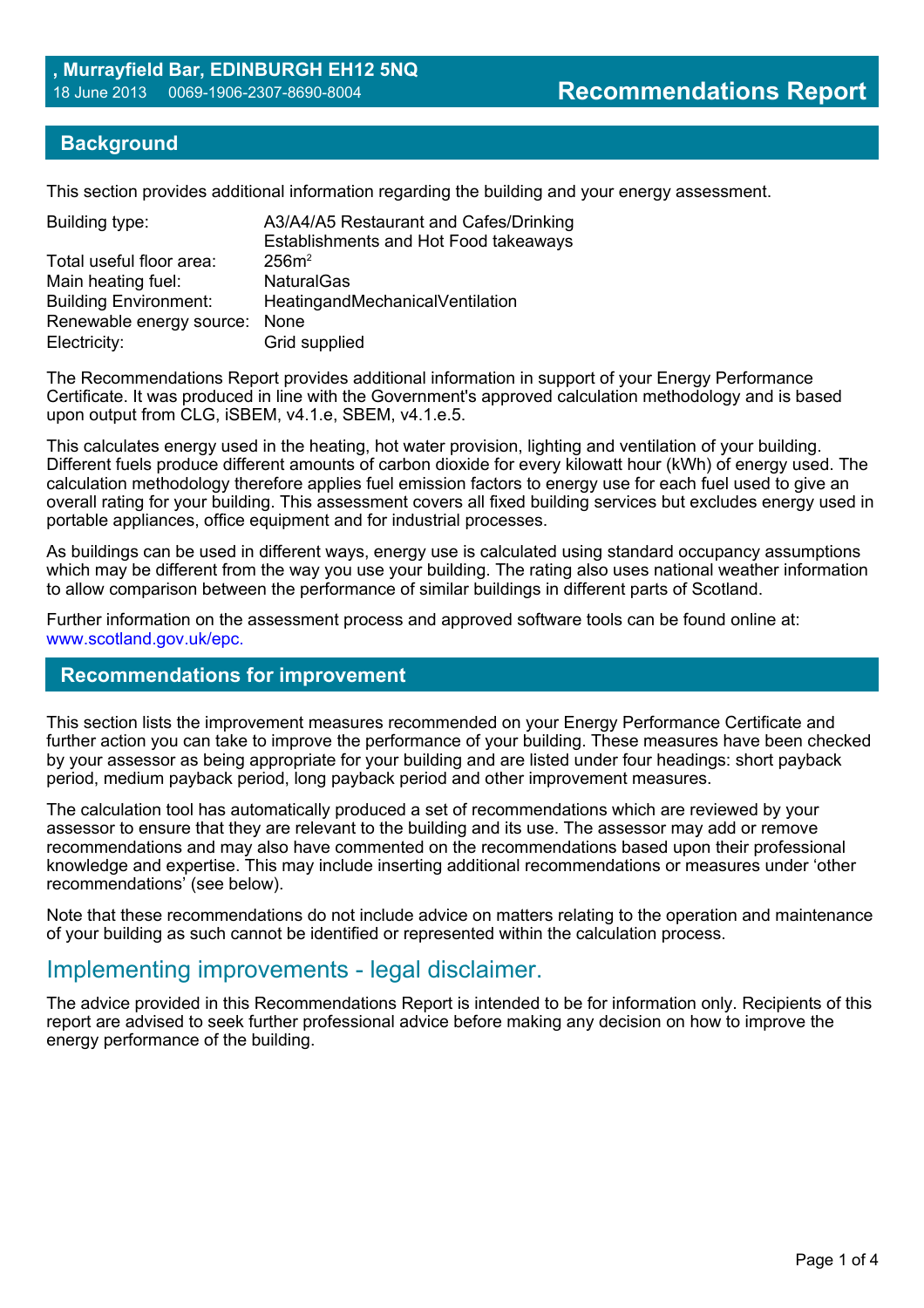## , Murrayfield Bar, EDINBURGH EH12 5NQ

18 June 2013 0069-1906-2307-8690-8004

# Recommendations Report

## Background

This section provides additional information regarding the building and your energy assessment.

| | |
|---|---|
| Building type: | A3/A4/A5 Restaurant and Cafes/Drinking Establishments and Hot Food takeaways |
| Total useful floor area: | 256m$^2$ |
| Main heating fuel: | NaturalGas |
| Building Environment: | HeatingandMechanicalVentilation |
| Renewable energy source: | None |
| Electricity: | Grid supplied |

The Recommendations Report provides additional information in support of your Energy Performance Certificate. It was produced in line with the Government's approved calculation methodology and is based upon output from CLG, iSBEM, v4.1.e, SBEM, v4.1.e.5.

This calculates energy used in the heating, hot water provision, lighting and ventilation of your building. Different fuels produce different amounts of carbon dioxide for every kilowatt hour (kWh) of energy used. The calculation methodology therefore applies fuel emission factors to energy use for each fuel used to give an overall rating for your building. This assessment covers all fixed building services but excludes energy used in portable appliances, office equipment and for industrial processes.

As buildings can be used in different ways, energy use is calculated using standard occupancy assumptions which may be different from the way you use your building. The rating also uses national weather information to allow comparison between the performance of similar buildings in different parts of Scotland.

Further information on the assessment process and approved software tools can be found online at: www.scotland.gov.uk/epc.

## Recommendations for improvement

This section lists the improvement measures recommended on your Energy Performance Certificate and further action you can take to improve the performance of your building. These measures have been checked by your assessor as being appropriate for your building and are listed under four headings: short payback period, medium payback period, long payback period and other improvement measures.

The calculation tool has automatically produced a set of recommendations which are reviewed by your assessor to ensure that they are relevant to the building and its use. The assessor may add or remove recommendations and may also have commented on the recommendations based upon their professional knowledge and expertise. This may include inserting additional recommendations or measures under 'other recommendations' (see below).

Note that these recommendations do not include advice on matters relating to the operation and maintenance of your building as such cannot be identified or represented within the calculation process.

## Implementing improvements - legal disclaimer.

The advice provided in this Recommendations Report is intended to be for information only. Recipients of this report are advised to seek further professional advice before making any decision on how to improve the energy performance of the building.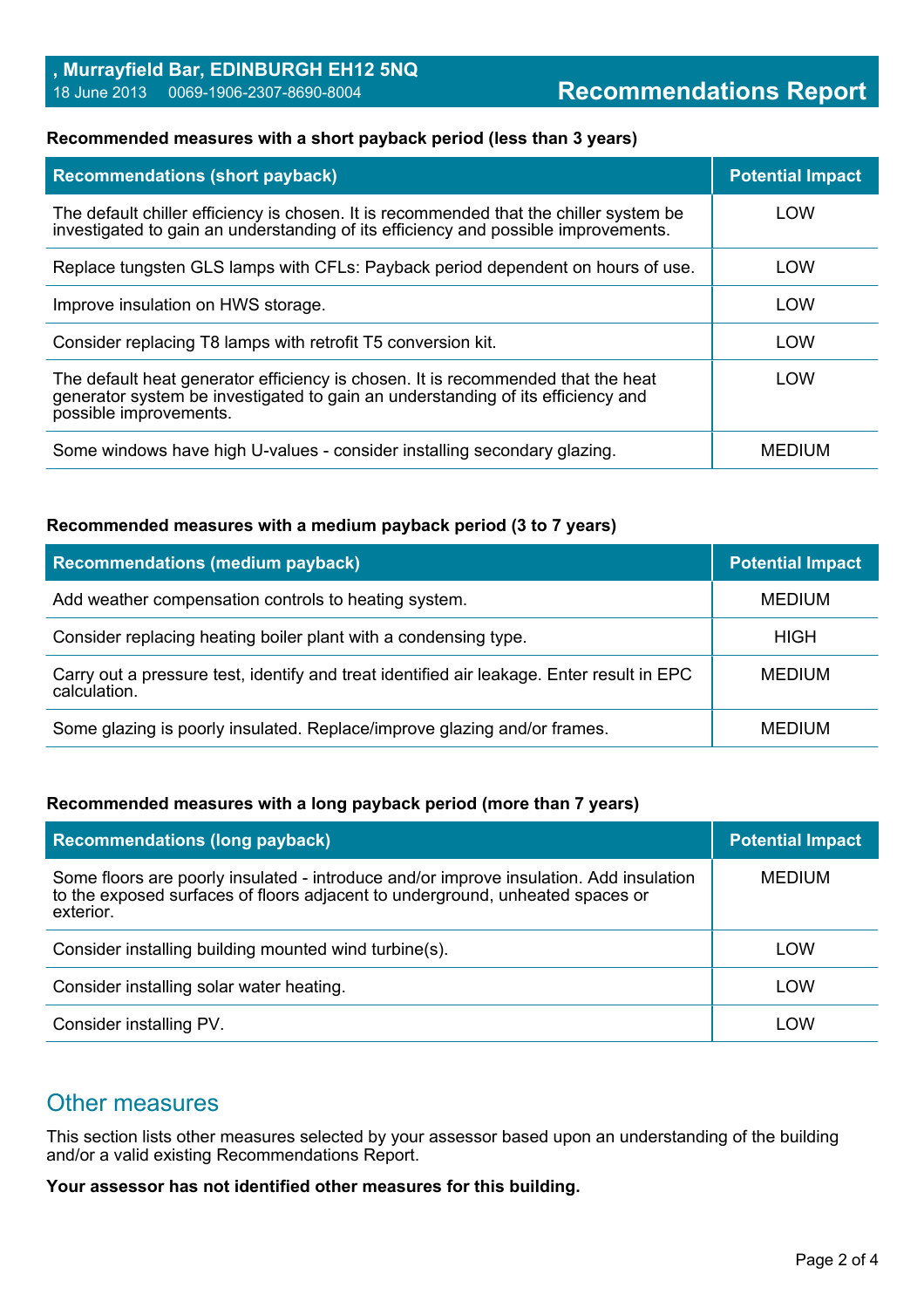**, Murrayfield Bar, EDINBURGH EH12 5NQ**
18 June 2013 0069-1906-2307-8690-8004

# Recommendations Report

**Recommended measures with a short payback period (less than 3 years)**

| Recommendations (short payback) | Potential Impact |
| --- | --- |
| The default chiller efficiency is chosen. It is recommended that the chiller system be investigated to gain an understanding of its efficiency and possible improvements. | LOW |
| Replace tungsten GLS lamps with CFLs: Payback period dependent on hours of use. | LOW |
| Improve insulation on HWS storage. | LOW |
| Consider replacing T8 lamps with retrofit T5 conversion kit. | LOW |
| The default heat generator efficiency is chosen. It is recommended that the heat generator system be investigated to gain an understanding of its efficiency and possible improvements. | LOW |
| Some windows have high U-values - consider installing secondary glazing. | MEDIUM |

**Recommended measures with a medium payback period (3 to 7 years)**

| Recommendations (medium payback) | Potential Impact |
| --- | --- |
| Add weather compensation controls to heating system. | MEDIUM |
| Consider replacing heating boiler plant with a condensing type. | HIGH |
| Carry out a pressure test, identify and treat identified air leakage. Enter result in EPC calculation. | MEDIUM |
| Some glazing is poorly insulated. Replace/improve glazing and/or frames. | MEDIUM |

**Recommended measures with a long payback period (more than 7 years)**

| Recommendations (long payback) | Potential Impact |
| --- | --- |
| Some floors are poorly insulated - introduce and/or improve insulation. Add insulation to the exposed surfaces of floors adjacent to underground, unheated spaces or exterior. | MEDIUM |
| Consider installing building mounted wind turbine(s). | LOW |
| Consider installing solar water heating. | LOW |
| Consider installing PV. | LOW |

## Other measures

This section lists other measures selected by your assessor based upon an understanding of the building and/or a valid existing Recommendations Report.

**Your assessor has not identified other measures for this building.**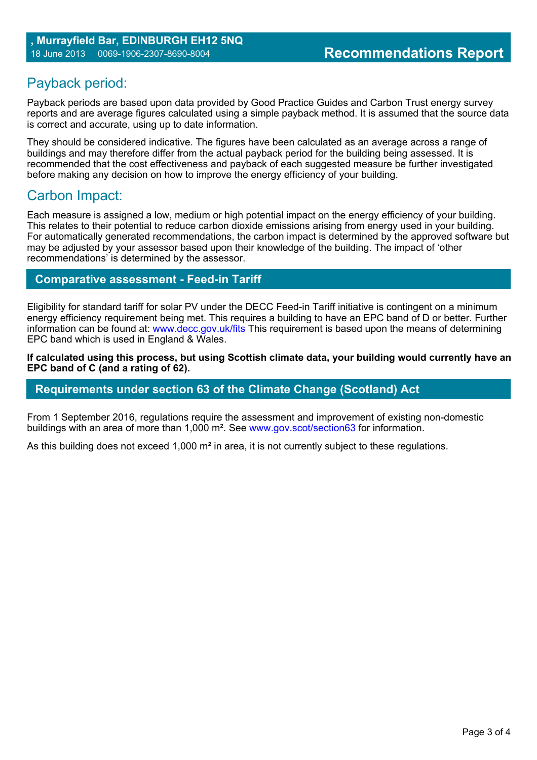## Payback period:

Payback periods are based upon data provided by Good Practice Guides and Carbon Trust energy survey reports and are average figures calculated using a simple payback method. It is assumed that the source data is correct and accurate, using up to date information.

They should be considered indicative. The figures have been calculated as an average across a range of buildings and may therefore differ from the actual payback period for the building being assessed. It is recommended that the cost effectiveness and payback of each suggested measure be further investigated before making any decision on how to improve the energy efficiency of your building.

## Carbon Impact:

Each measure is assigned a low, medium or high potential impact on the energy efficiency of your building. This relates to their potential to reduce carbon dioxide emissions arising from energy used in your building. For automatically generated recommendations, the carbon impact is determined by the approved software but may be adjusted by your assessor based upon their knowledge of the building. The impact of 'other recommendations' is determined by the assessor.

## Comparative assessment - Feed-in Tariff

Eligibility for standard tariff for solar PV under the DECC Feed-in Tariff initiative is contingent on a minimum energy efficiency requirement being met. This requires a building to have an EPC band of D or better. Further information can be found at: www.decc.gov.uk/fits This requirement is based upon the means of determining EPC band which is used in England & Wales.

**If calculated using this process, but using Scottish climate data, your building would currently have an EPC band of C (and a rating of 62).**

## Requirements under section 63 of the Climate Change (Scotland) Act

From 1 September 2016, regulations require the assessment and improvement of existing non-domestic buildings with an area of more than 1,000 m². See www.gov.scot/section63 for information.

As this building does not exceed 1,000 m² in area, it is not currently subject to these regulations.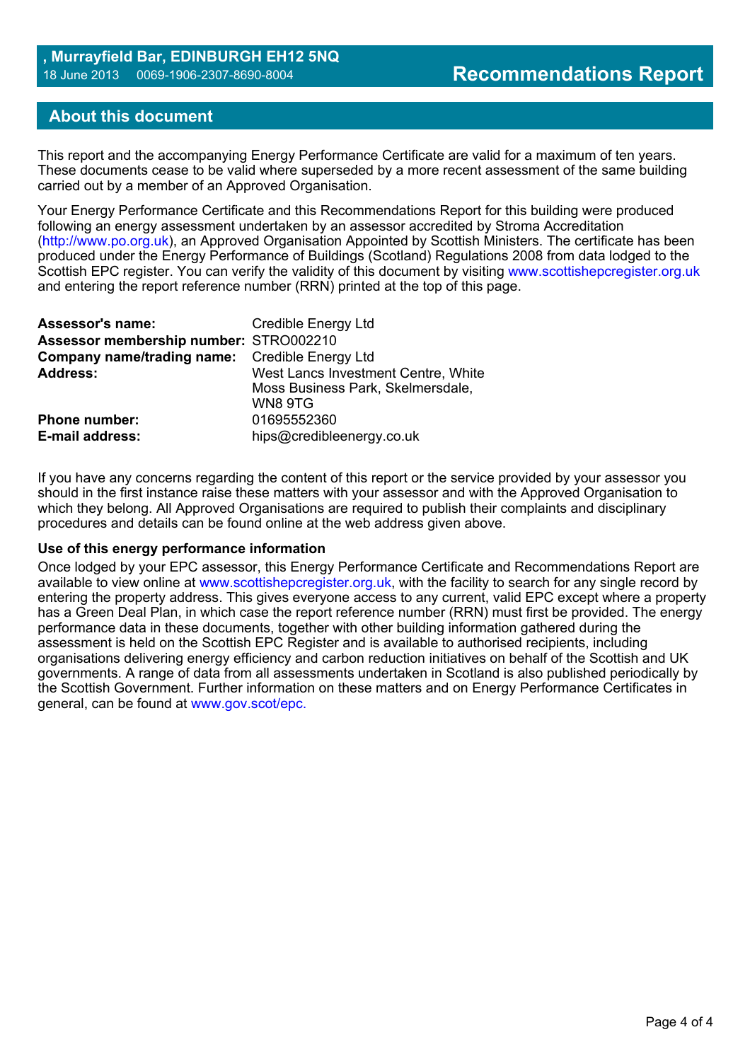## About this document

This report and the accompanying Energy Performance Certificate are valid for a maximum of ten years. These documents cease to be valid where superseded by a more recent assessment of the same building carried out by a member of an Approved Organisation.

Your Energy Performance Certificate and this Recommendations Report for this building were produced following an energy assessment undertaken by an assessor accredited by Stroma Accreditation (http://www.po.org.uk), an Approved Organisation Appointed by Scottish Ministers. The certificate has been produced under the Energy Performance of Buildings (Scotland) Regulations 2008 from data lodged to the Scottish EPC register. You can verify the validity of this document by visiting www.scottishepcregister.org.uk and entering the report reference number (RRN) printed at the top of this page.

| | |
|---|---|
| **Assessor's name:** | Credible Energy Ltd |
| **Assessor membership number:** | STRO002210 |
| **Company name/trading name:** | Credible Energy Ltd |
| **Address:** | West Lancs Investment Centre, White Moss Business Park, Skelmersdale, WN8 9TG |
| **Phone number:** | 01695552360 |
| **E-mail address:** | hips@credibleenergy.co.uk |

If you have any concerns regarding the content of this report or the service provided by your assessor you should in the first instance raise these matters with your assessor and with the Approved Organisation to which they belong. All Approved Organisations are required to publish their complaints and disciplinary procedures and details can be found online at the web address given above.

**Use of this energy performance information**

Once lodged by your EPC assessor, this Energy Performance Certificate and Recommendations Report are available to view online at www.scottishepcregister.org.uk, with the facility to search for any single record by entering the property address. This gives everyone access to any current, valid EPC except where a property has a Green Deal Plan, in which case the report reference number (RRN) must first be provided. The energy performance data in these documents, together with other building information gathered during the assessment is held on the Scottish EPC Register and is available to authorised recipients, including organisations delivering energy efficiency and carbon reduction initiatives on behalf of the Scottish and UK governments. A range of data from all assessments undertaken in Scotland is also published periodically by the Scottish Government. Further information on these matters and on Energy Performance Certificates in general, can be found at www.gov.scot/epc.